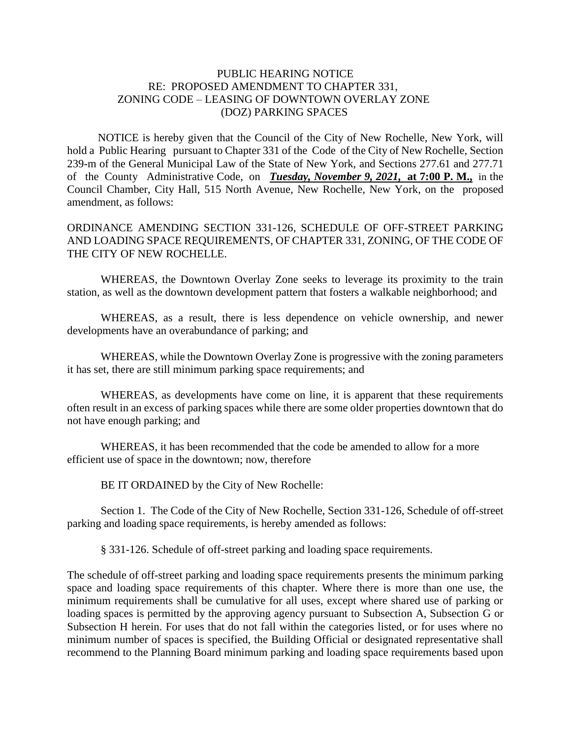# PUBLIC HEARING NOTICE
## RE: PROPOSED AMENDMENT TO CHAPTER 331, ZONING CODE – LEASING OF DOWNTOWN OVERLAY ZONE (DOZ) PARKING SPACES

NOTICE is hereby given that the Council of the City of New Rochelle, New York, will hold a Public Hearing pursuant to Chapter 331 of the Code of the City of New Rochelle, Section 239-m of the General Municipal Law of the State of New York, and Sections 277.61 and 277.71 of the County Administrative Code, on ***Tuesday, November 9, 2021*, at 7:00 P. M.,** in the Council Chamber, City Hall, 515 North Avenue, New Rochelle, New York, on the proposed amendment, as follows:

ORDINANCE AMENDING SECTION 331-126, SCHEDULE OF OFF-STREET PARKING AND LOADING SPACE REQUIREMENTS, OF CHAPTER 331, ZONING, OF THE CODE OF THE CITY OF NEW ROCHELLE.

WHEREAS, the Downtown Overlay Zone seeks to leverage its proximity to the train station, as well as the downtown development pattern that fosters a walkable neighborhood; and

WHEREAS, as a result, there is less dependence on vehicle ownership, and newer developments have an overabundance of parking; and

WHEREAS, while the Downtown Overlay Zone is progressive with the zoning parameters it has set, there are still minimum parking space requirements; and

WHEREAS, as developments have come on line, it is apparent that these requirements often result in an excess of parking spaces while there are some older properties downtown that do not have enough parking; and

WHEREAS, it has been recommended that the code be amended to allow for a more efficient use of space in the downtown; now, therefore

BE IT ORDAINED by the City of New Rochelle:

Section 1. The Code of the City of New Rochelle, Section 331-126, Schedule of off-street parking and loading space requirements, is hereby amended as follows:

§ 331-126. Schedule of off-street parking and loading space requirements.

The schedule of off-street parking and loading space requirements presents the minimum parking space and loading space requirements of this chapter. Where there is more than one use, the minimum requirements shall be cumulative for all uses, except where shared use of parking or loading spaces is permitted by the approving agency pursuant to Subsection A, Subsection G or Subsection H herein. For uses that do not fall within the categories listed, or for uses where no minimum number of spaces is specified, the Building Official or designated representative shall recommend to the Planning Board minimum parking and loading space requirements based upon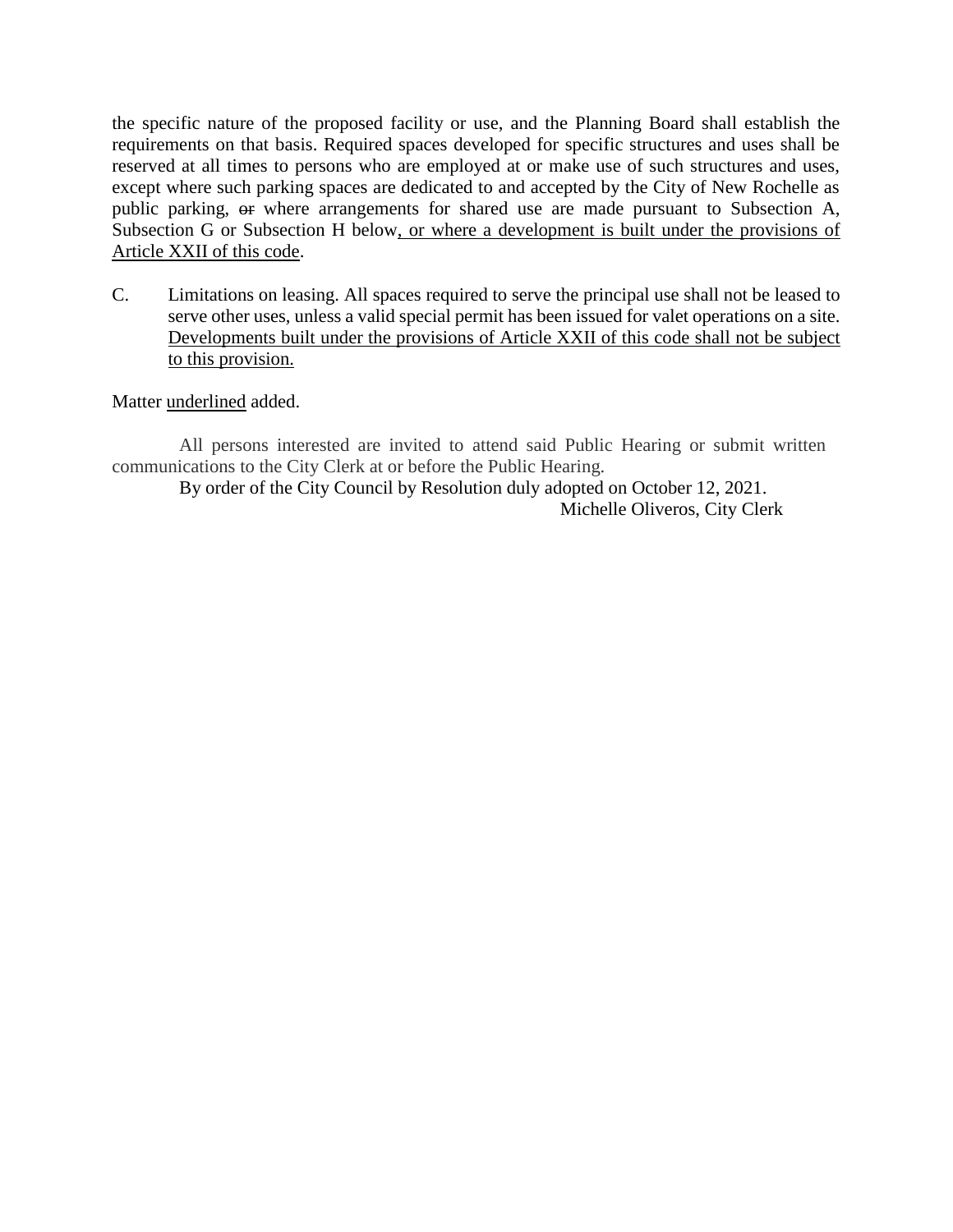the specific nature of the proposed facility or use, and the Planning Board shall establish the requirements on that basis. Required spaces developed for specific structures and uses shall be reserved at all times to persons who are employed at or make use of such structures and uses, except where such parking spaces are dedicated to and accepted by the City of New Rochelle as public parking, ~~or~~ where arrangements for shared use are made pursuant to Subsection A, Subsection G or Subsection H below<u>, or where a development is built under the provisions of Article XXII of this code</u>.

C. Limitations on leasing. All spaces required to serve the principal use shall not be leased to serve other uses, unless a valid special permit has been issued for valet operations on a site. <u>Developments built under the provisions of Article XXII of this code shall not be subject to this provision.</u>

Matter <u>underlined</u> added.

All persons interested are invited to attend said Public Hearing or submit written communications to the City Clerk at or before the Public Hearing.

By order of the City Council by Resolution duly adopted on October 12, 2021.

Michelle Oliveros, City Clerk